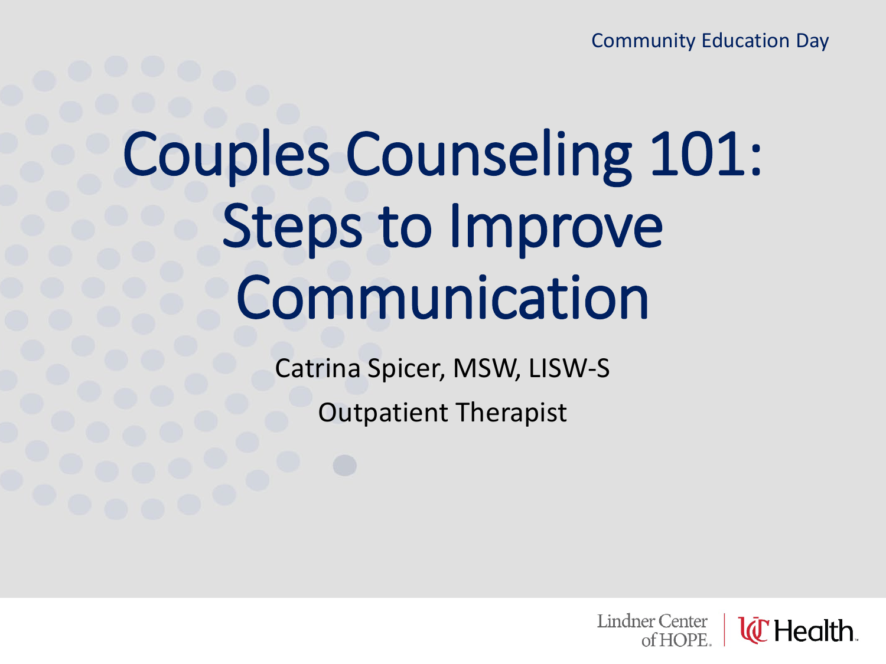Community Education Day

# Couples Counseling 101: Steps to Improve Communication

Catrina Spicer, MSW, LISW-S

Outpatient Therapist

Lindner Center of HOPE | UC Health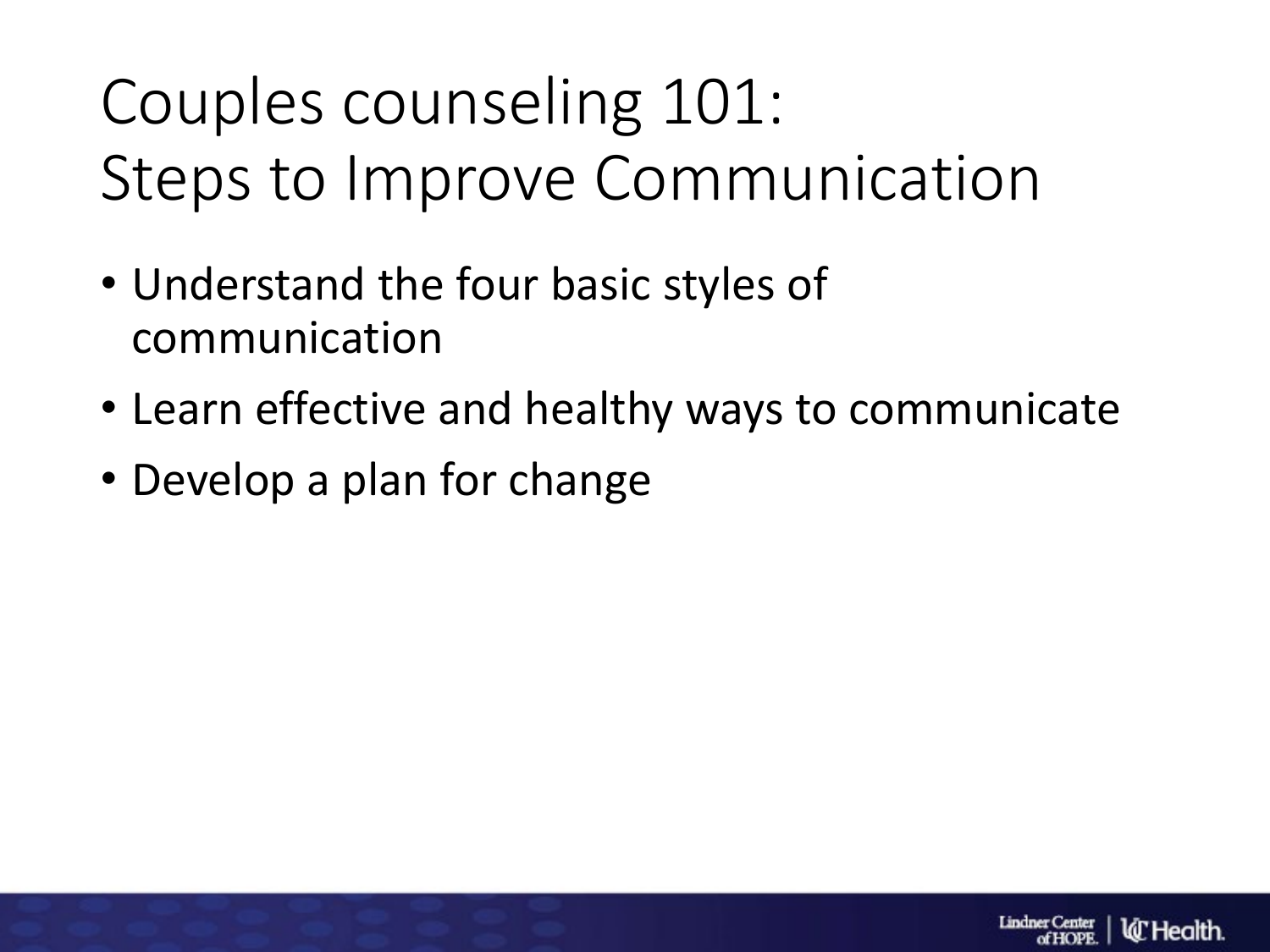# Couples counseling 101: Steps to Improve Communication

- Understand the four basic styles of communication
- Learn effective and healthy ways to communicate
- Develop a plan for change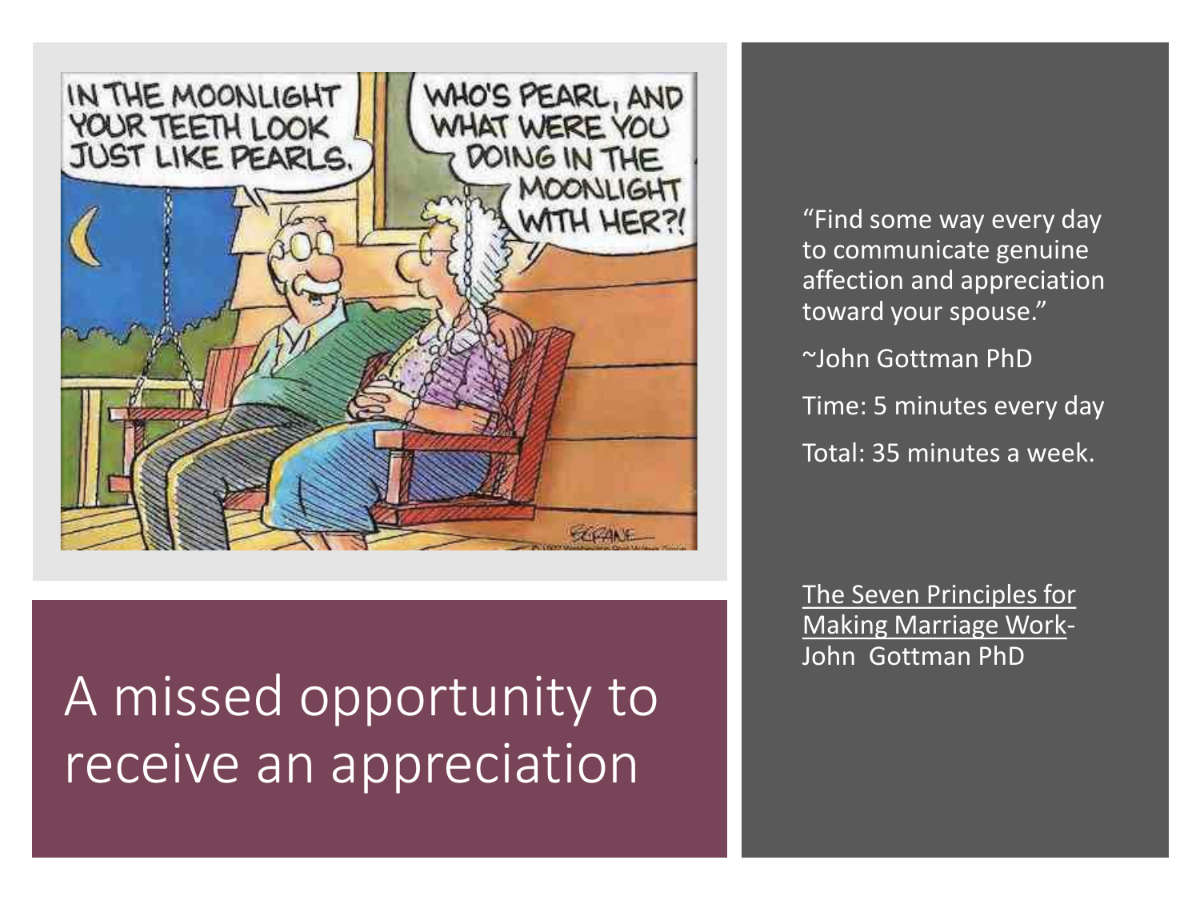# A missed opportunity to receive an appreciation

"Find some way every day to communicate genuine affection and appreciation toward your spouse."

~John Gottman PhD

Time: 5 minutes every day

Total: 35 minutes a week.

The Seven Principles for Making Marriage Work- John Gottman PhD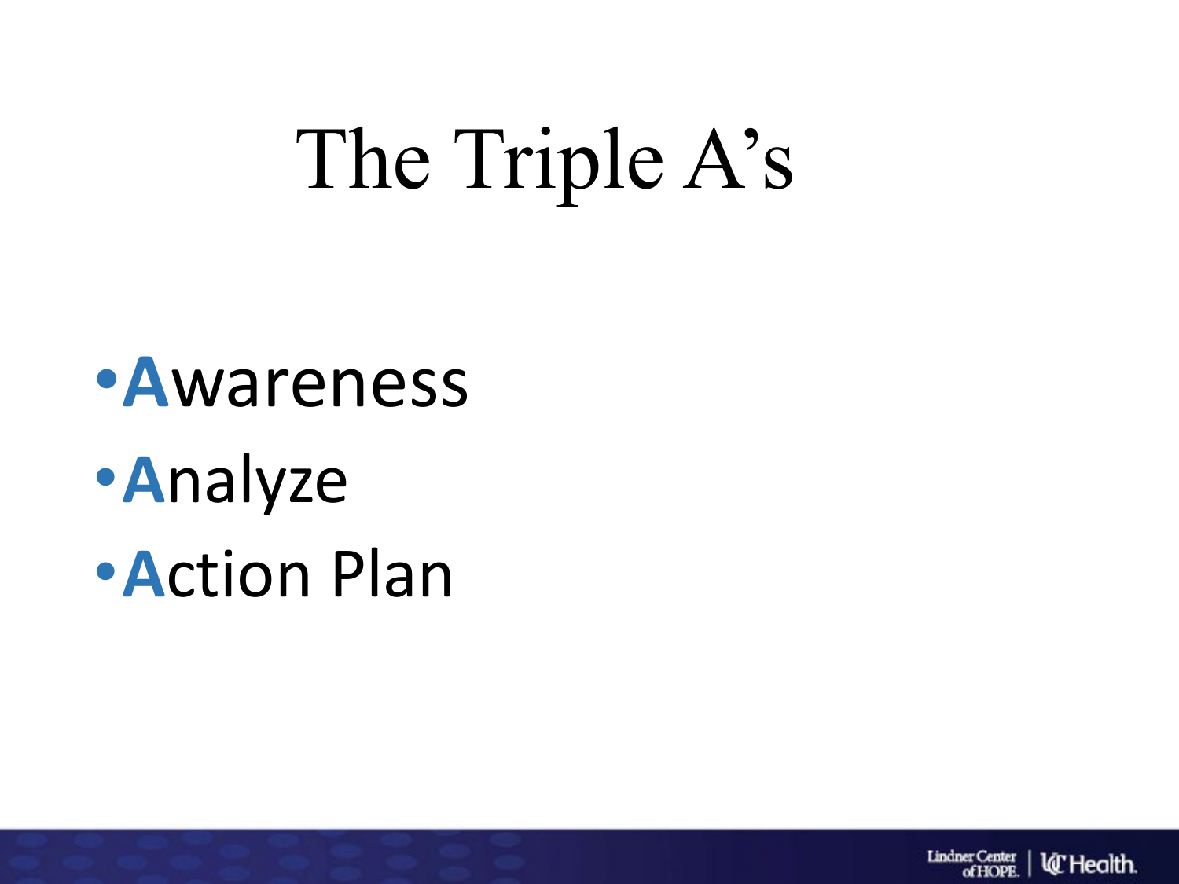# The Triple A's

- **A**wareness
- **A**nalyze
- **A**ction Plan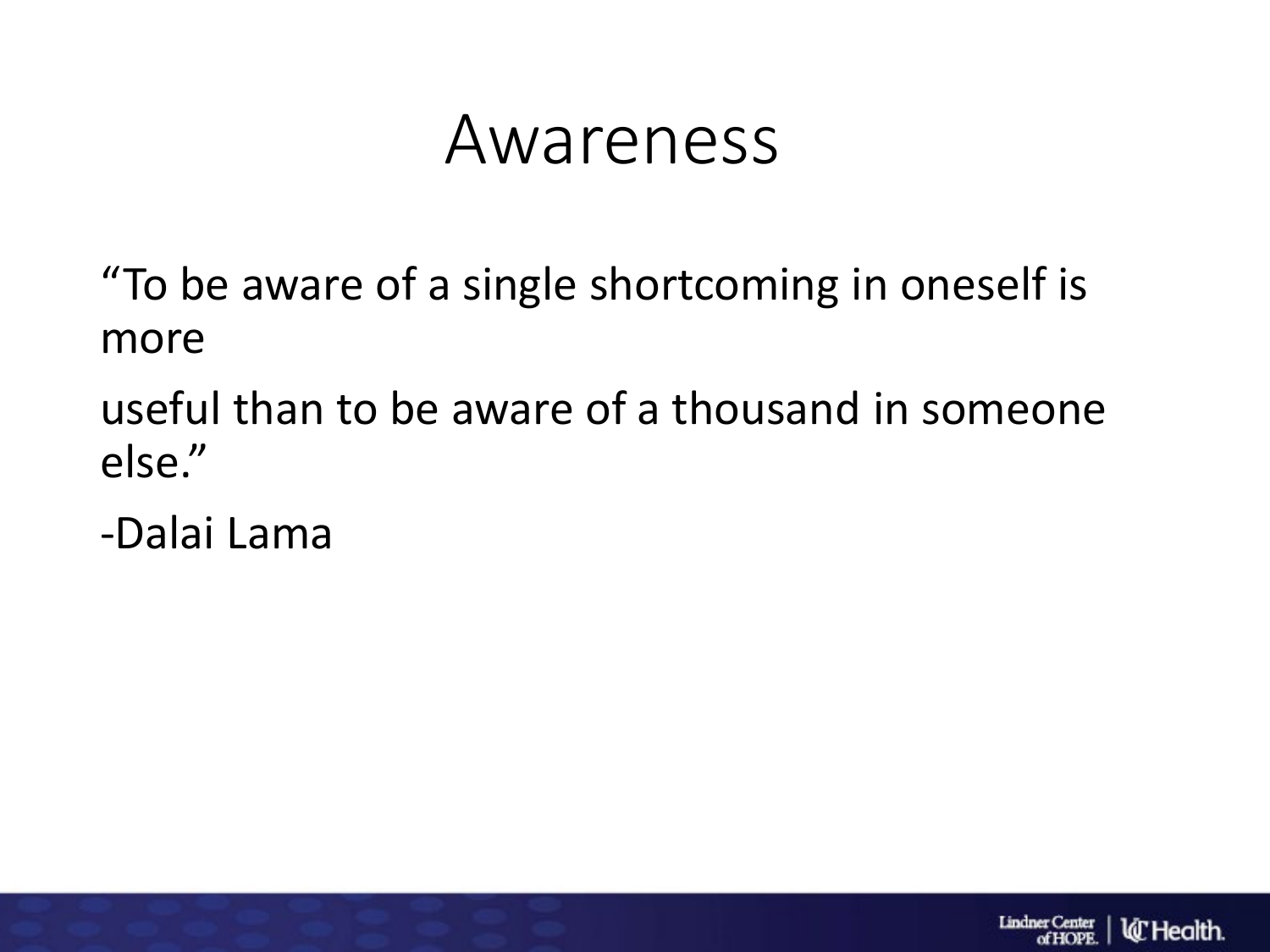# Awareness

"To be aware of a single shortcoming in oneself is more

useful than to be aware of a thousand in someone else."

-Dalai Lama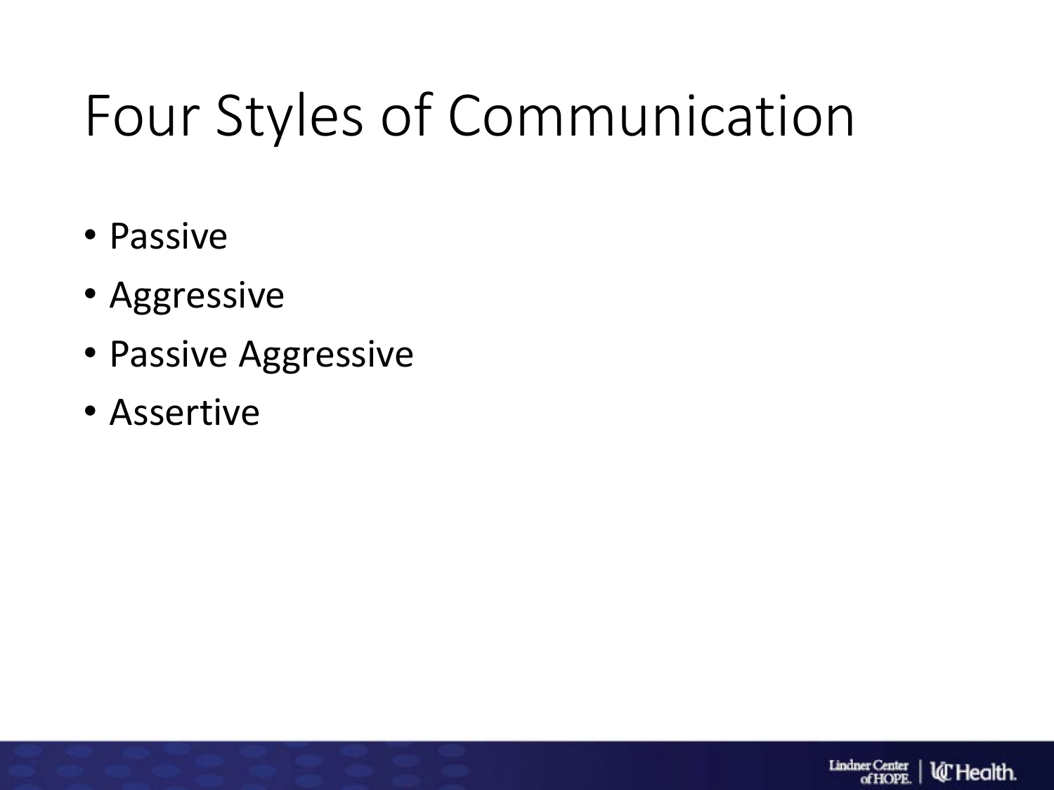# Four Styles of Communication

- Passive
- Aggressive
- Passive Aggressive
- Assertive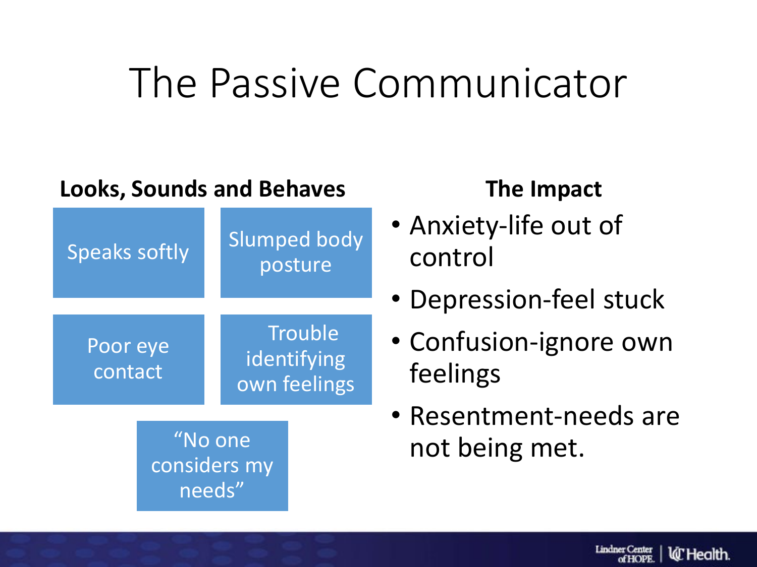# The Passive Communicator

**Looks, Sounds and Behaves**

- Speaks softly
- Slumped body posture
- Poor eye contact
- Trouble identifying own feelings
- "No one considers my needs"

**The Impact**

- Anxiety-life out of control
- Depression-feel stuck
- Confusion-ignore own feelings
- Resentment-needs are not being met.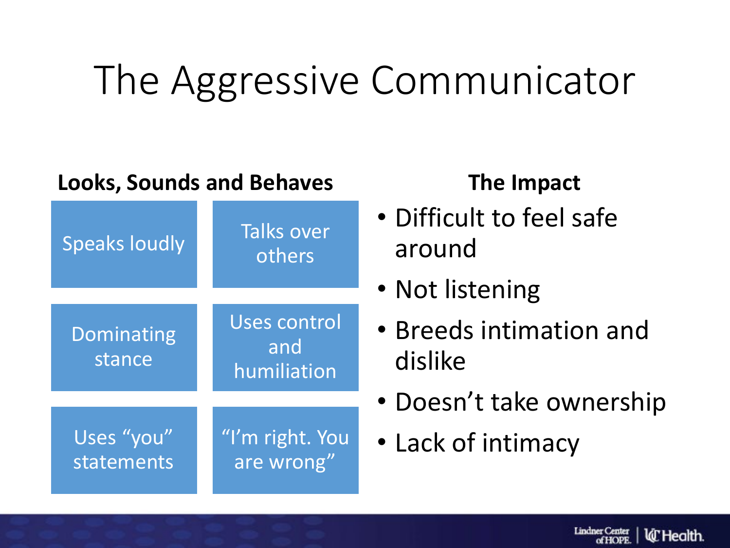# The Aggressive Communicator

**Looks, Sounds and Behaves**

| | |
|---|---|
| Speaks loudly | Talks over others |
| Dominating stance | Uses control and humiliation |
| Uses “you” statements | “I’m right. You are wrong” |

**The Impact**

- Difficult to feel safe around
- Not listening
- Breeds intimation and dislike
- Doesn’t take ownership
- Lack of intimacy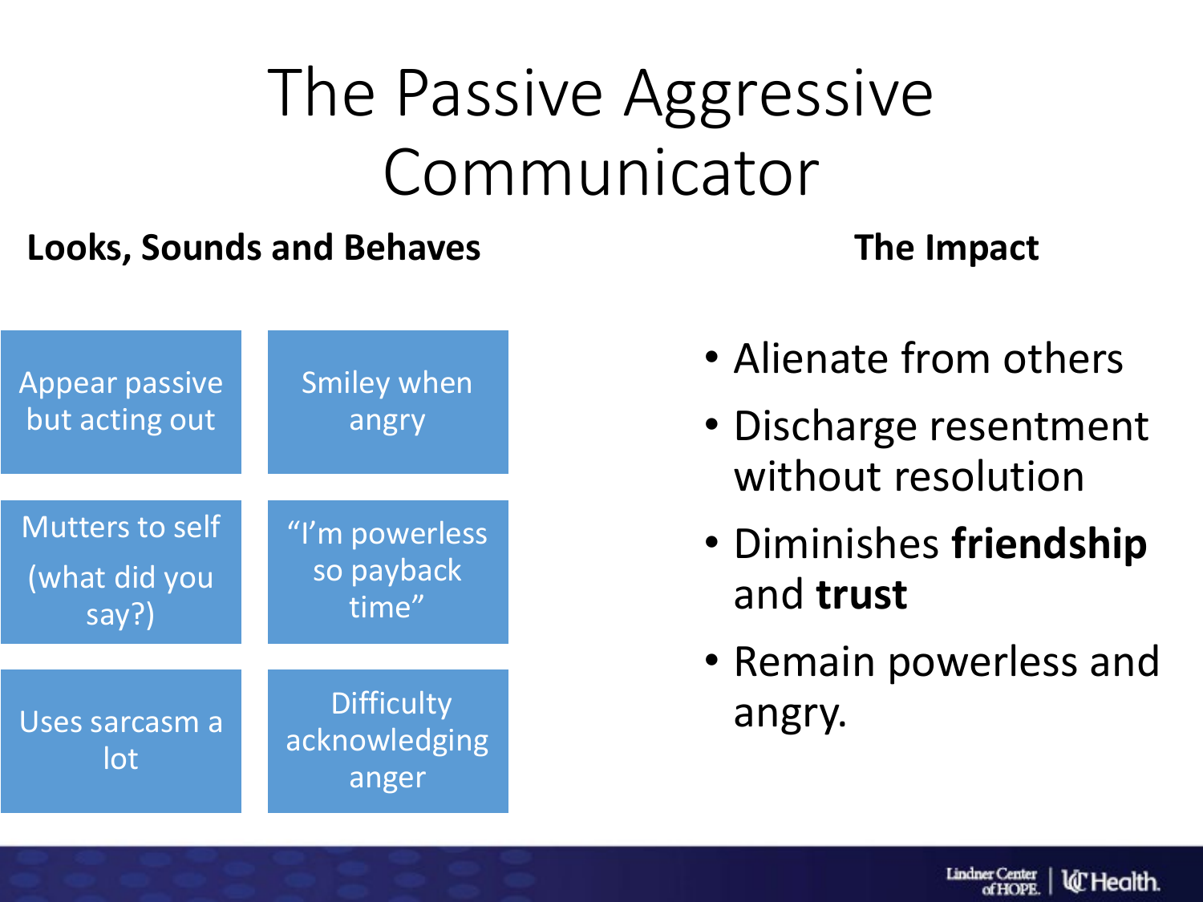# The Passive Aggressive Communicator

## Looks, Sounds and Behaves

- Appear passive but acting out
- Smiley when angry
- Mutters to self (what did you say?)
- "I'm powerless so payback time"
- Uses sarcasm a lot
- Difficulty acknowledging anger

## The Impact

- Alienate from others
- Discharge resentment without resolution
- Diminishes **friendship** and **trust**
- Remain powerless and angry.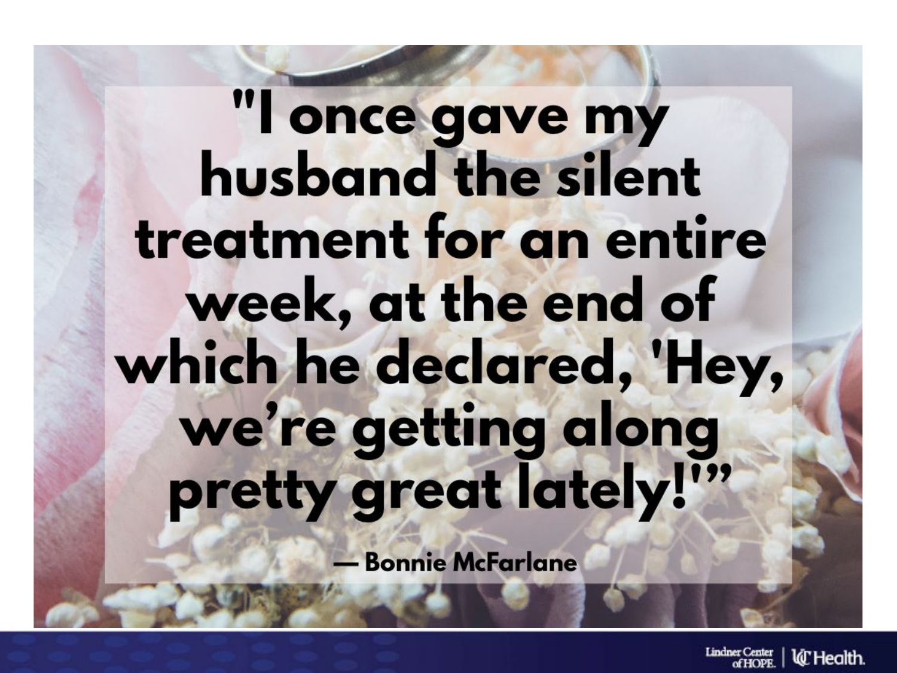"I once gave my husband the silent treatment for an entire week, at the end of which he declared, 'Hey, we're getting along pretty great lately!'"

— Bonnie McFarlane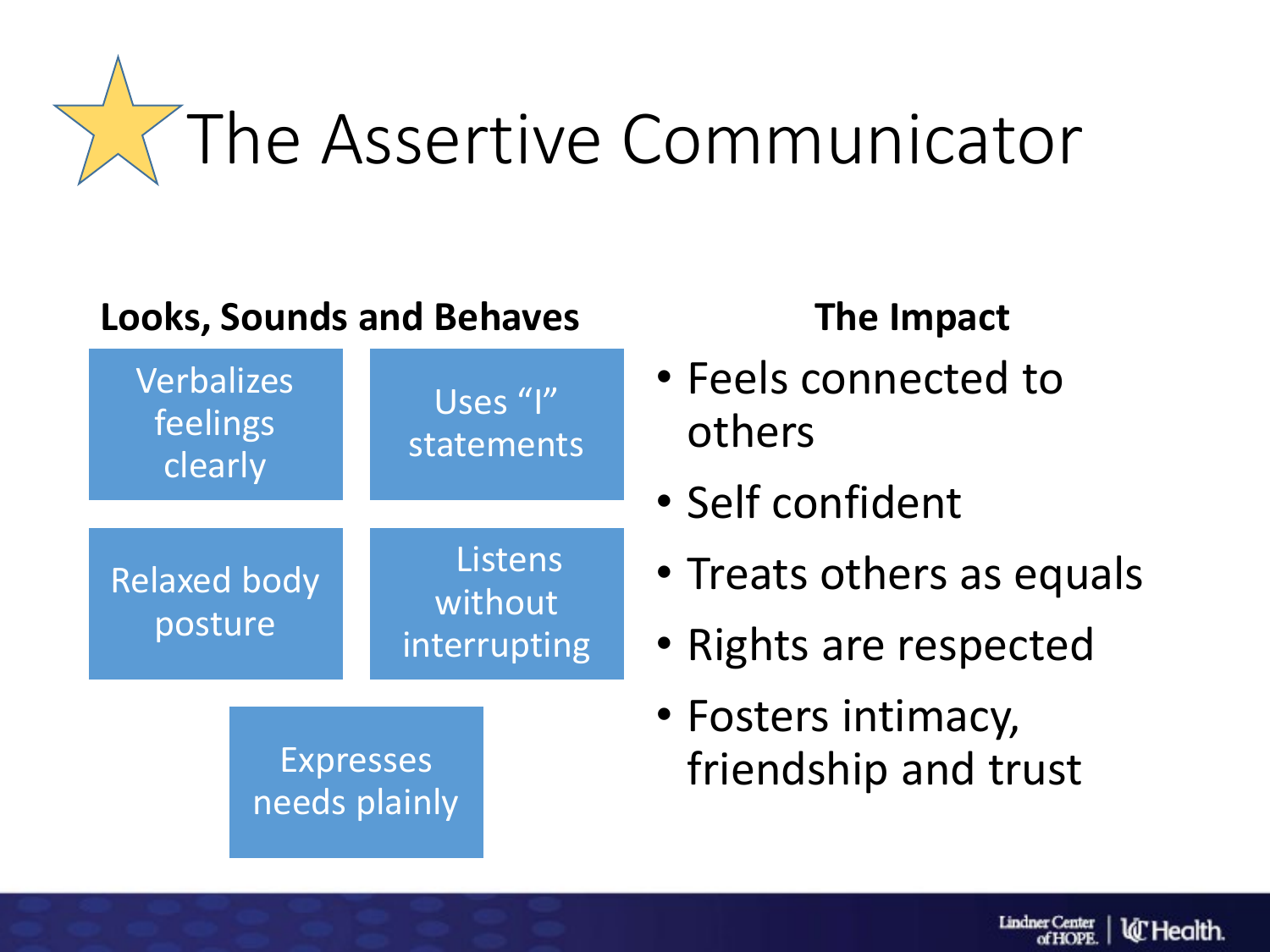# The Assertive Communicator

**Looks, Sounds and Behaves**

- Verbalizes feelings clearly
- Uses "I" statements
- Relaxed body posture
- Listens without interrupting
- Expresses needs plainly

**The Impact**

- Feels connected to others
- Self confident
- Treats others as equals
- Rights are respected
- Fosters intimacy, friendship and trust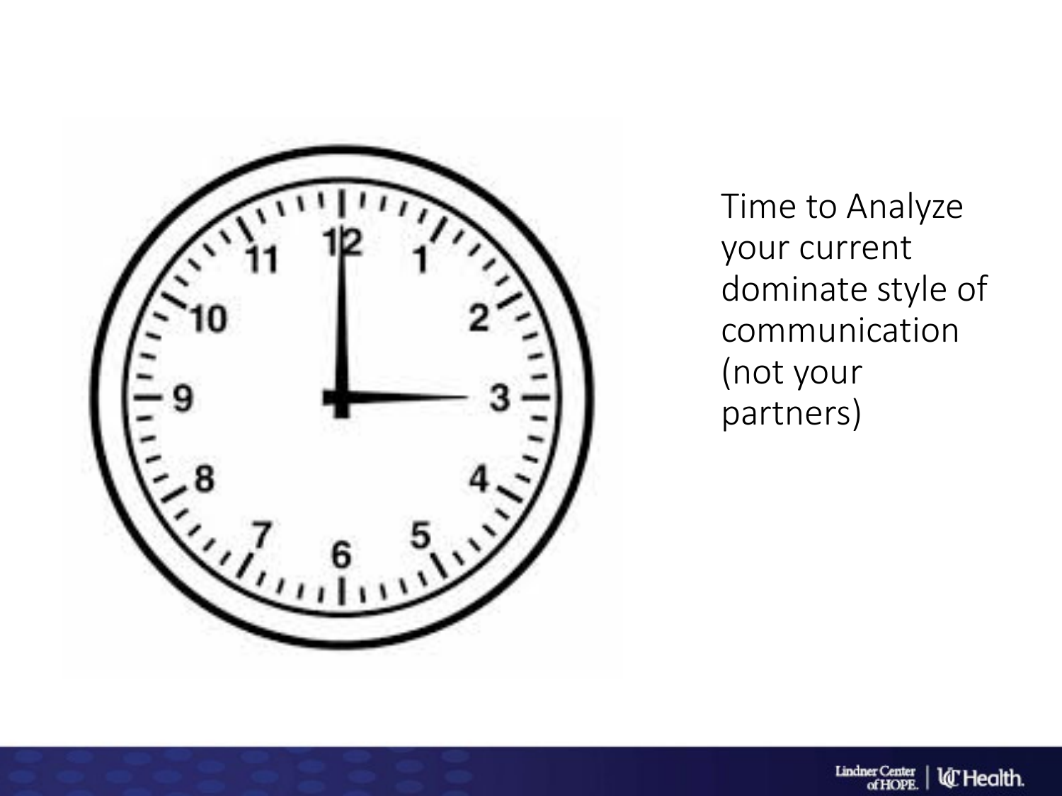Time to Analyze your current dominate style of communication (not your partners)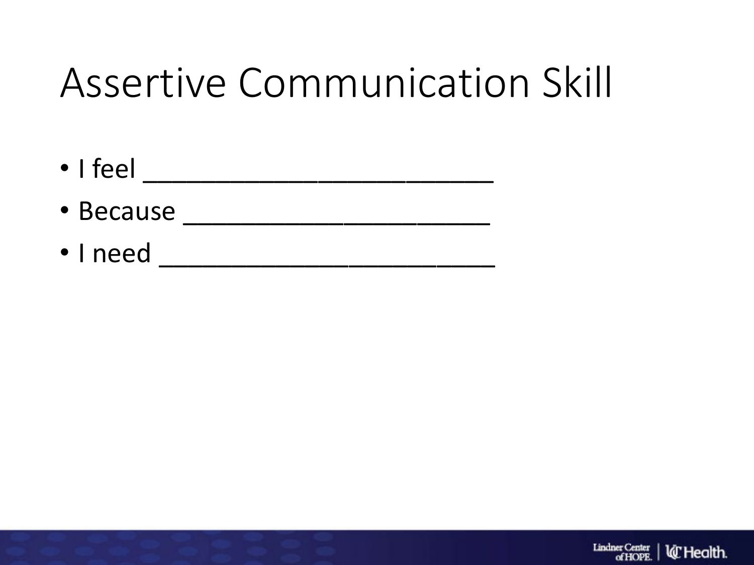# Assertive Communication Skill

- I feel ________________________
- Because _____________________
- I need _______________________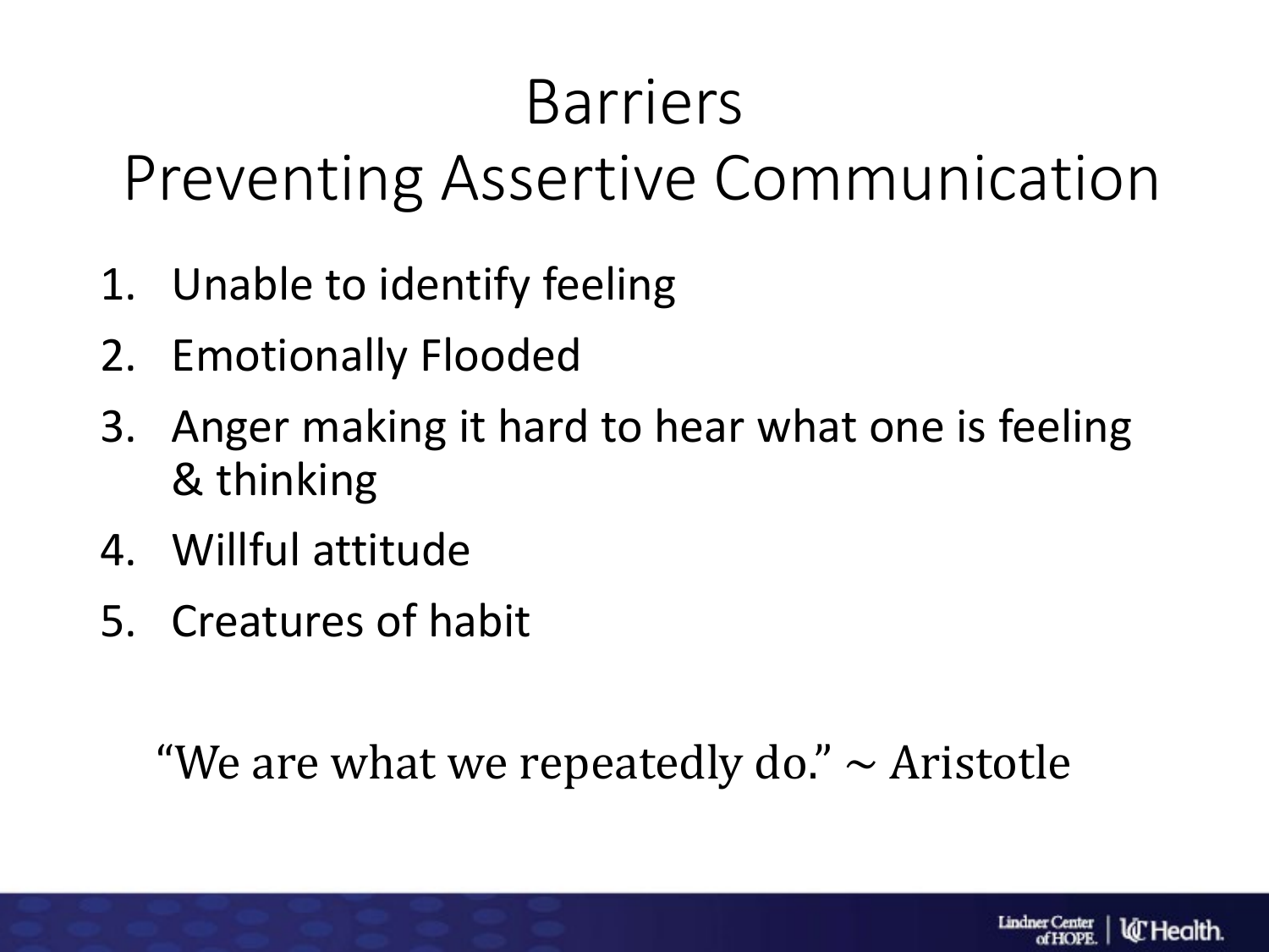# Barriers
# Preventing Assertive Communication

1. Unable to identify feeling
2. Emotionally Flooded
3. Anger making it hard to hear what one is feeling & thinking
4. Willful attitude
5. Creatures of habit

"We are what we repeatedly do." ~ Aristotle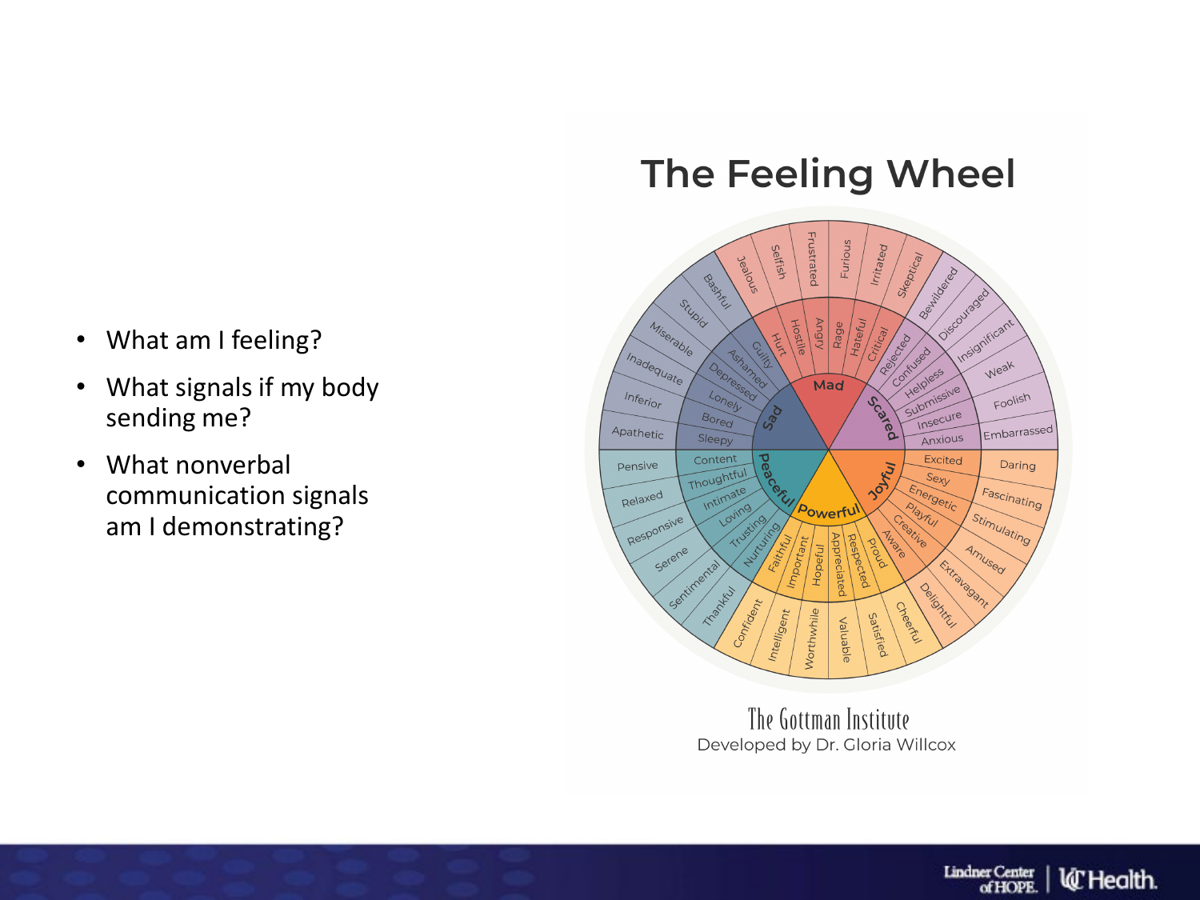- What am I feeling?
- What signals if my body sending me?
- What nonverbal communication signals am I demonstrating?

## The Feeling Wheel

| Core feeling | Secondary feelings | Outer feelings |
| --- | --- | --- |
| Mad | Hurt, Hostile, Angry, Rage, Hateful, Critical | Jealous, Selfish, Frustrated, Furious, Irritated, Skeptical |
| Scared | Rejected, Confused, Helpless, Submissive, Insecure, Anxious | Bewildered, Discouraged, Insignificant, Weak, Foolish, Embarrassed |
| Joyful | Excited, Sexy, Energetic, Playful, Creative, Aware | Daring, Fascinating, Stimulating, Amused, Extravagant, Delightful |
| Powerful | Proud, Respected, Appreciated, Hopeful, Important, Faithful | Cheerful, Satisfied, Valuable, Worthwhile, Intelligent, Confident |
| Peaceful | Nurturing, Trusting, Loving, Intimate, Thoughtful, Content | Thankful, Sentimental, Serene, Responsive, Relaxed, Pensive |
| Sad | Sleepy, Bored, Lonely, Depressed, Ashamed, Guilty | Apathetic, Inferior, Inadequate, Miserable, Stupid, Bashful |

The Gottman Institute
Developed by Dr. Gloria Willcox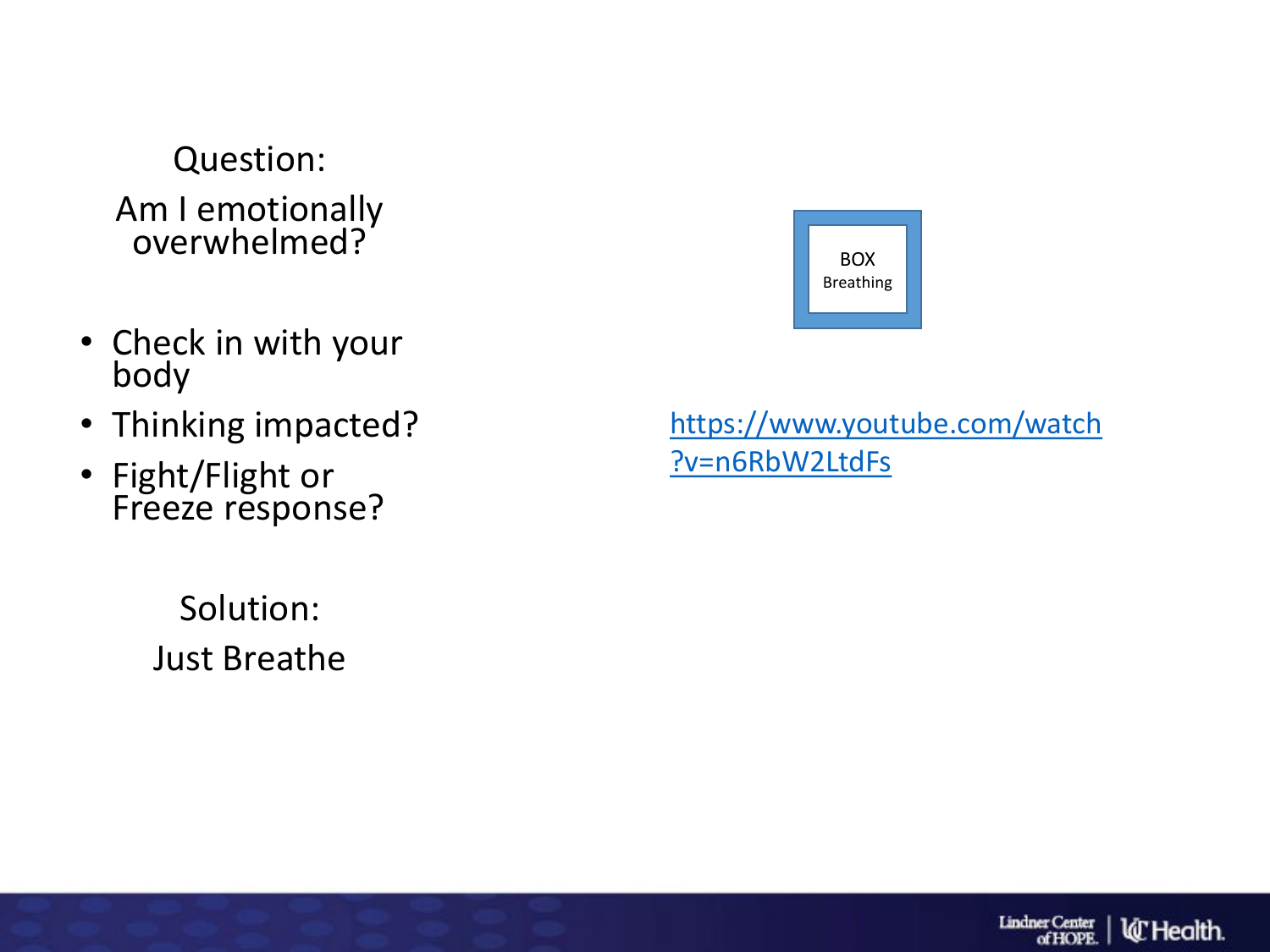Question:

Am I emotionally overwhelmed?

- Check in with your body
- Thinking impacted?
- Fight/Flight or Freeze response?

Solution:

Just Breathe

BOX Breathing

https://www.youtube.com/watch?v=n6RbW2LtdFs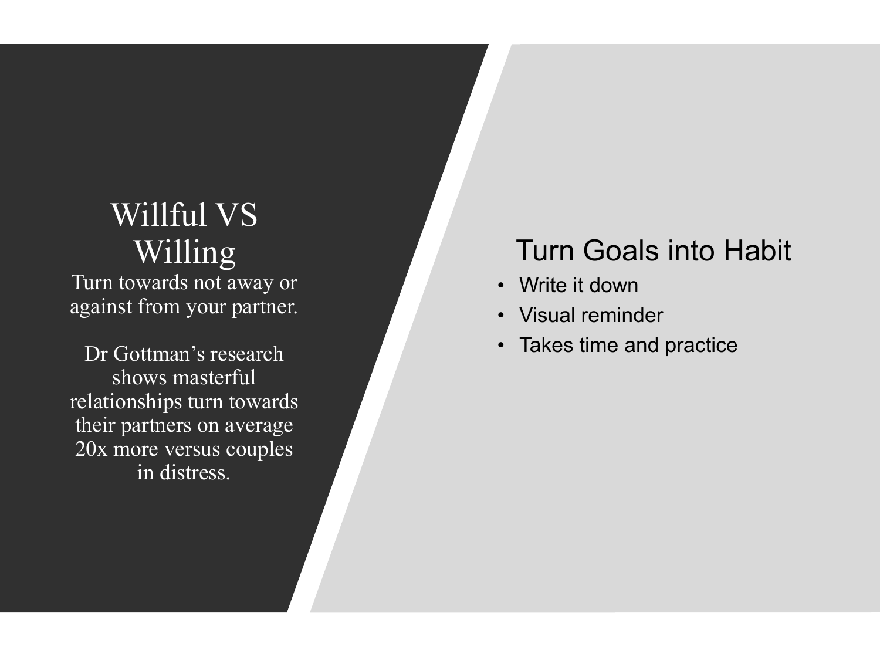# Willful VS Willing

Turn towards not away or against from your partner.

Dr Gottman's research shows masterful relationships turn towards their partners on average 20x more versus couples in distress.

## Turn Goals into Habit

- Write it down
- Visual reminder
- Takes time and practice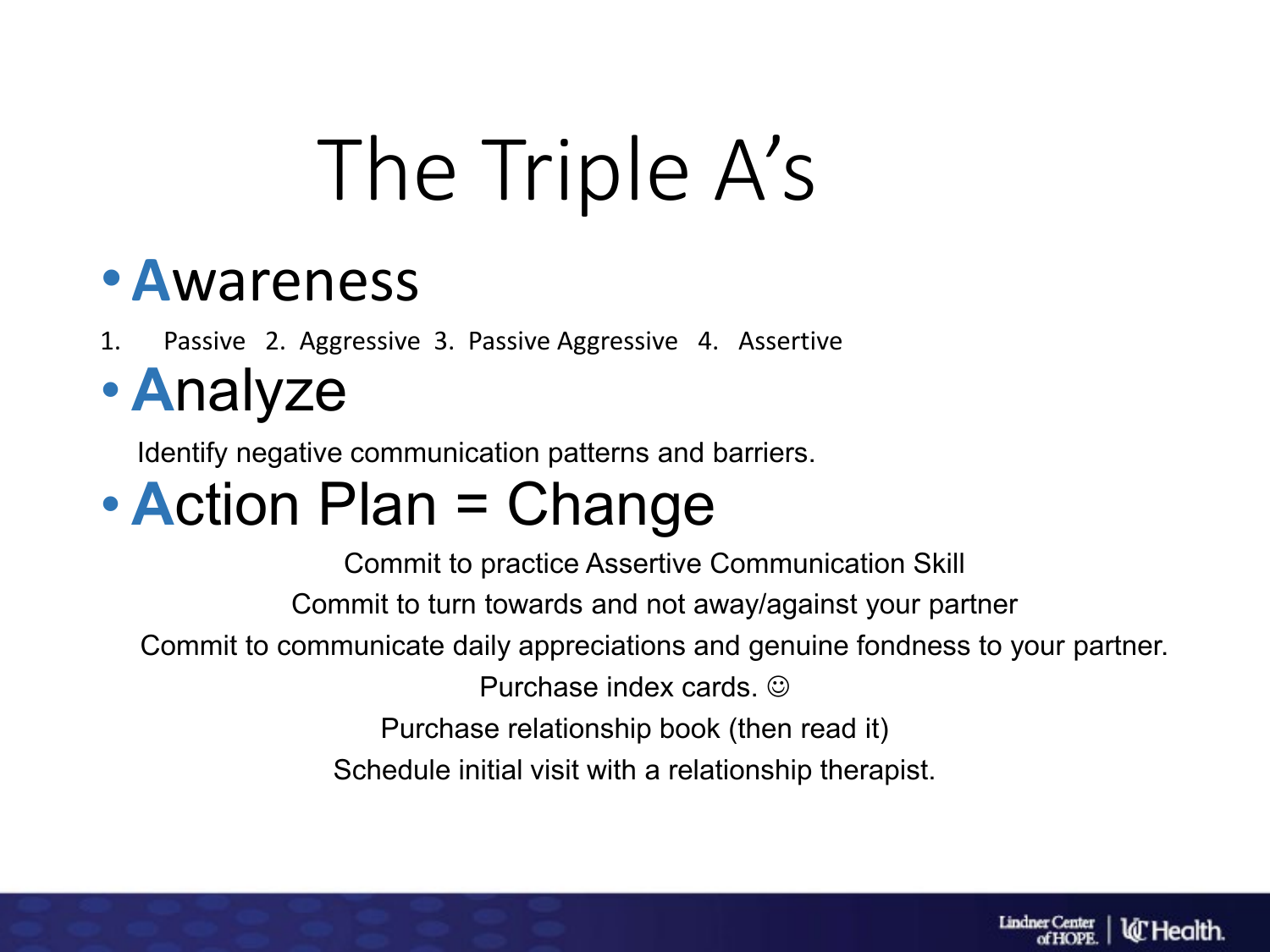# The Triple A's

- **A**wareness

1. Passive 2. Aggressive 3. Passive Aggressive 4. Assertive

- **A**nalyze

Identify negative communication patterns and barriers.

- **A**ction Plan = Change

Commit to practice Assertive Communication Skill

Commit to turn towards and not away/against your partner

Commit to communicate daily appreciations and genuine fondness to your partner.

Purchase index cards. ☺

Purchase relationship book (then read it)

Schedule initial visit with a relationship therapist.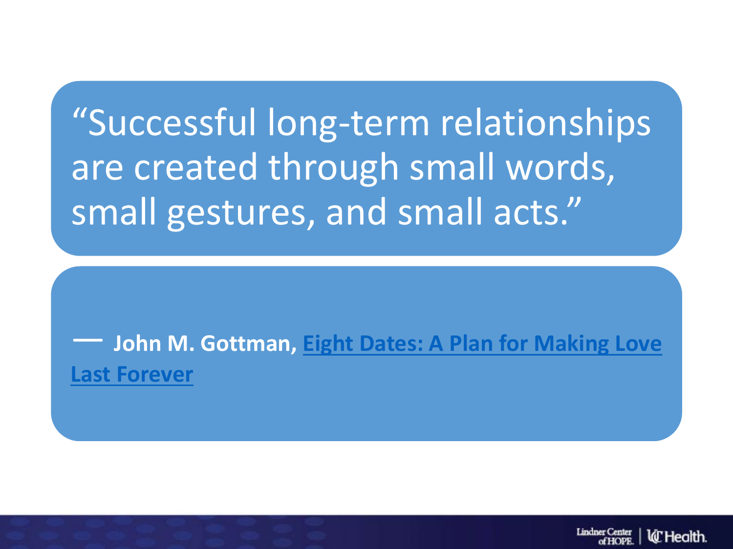"Successful long-term relationships are created through small words, small gestures, and small acts."

— **John M. Gottman, Eight Dates: A Plan for Making Love Last Forever**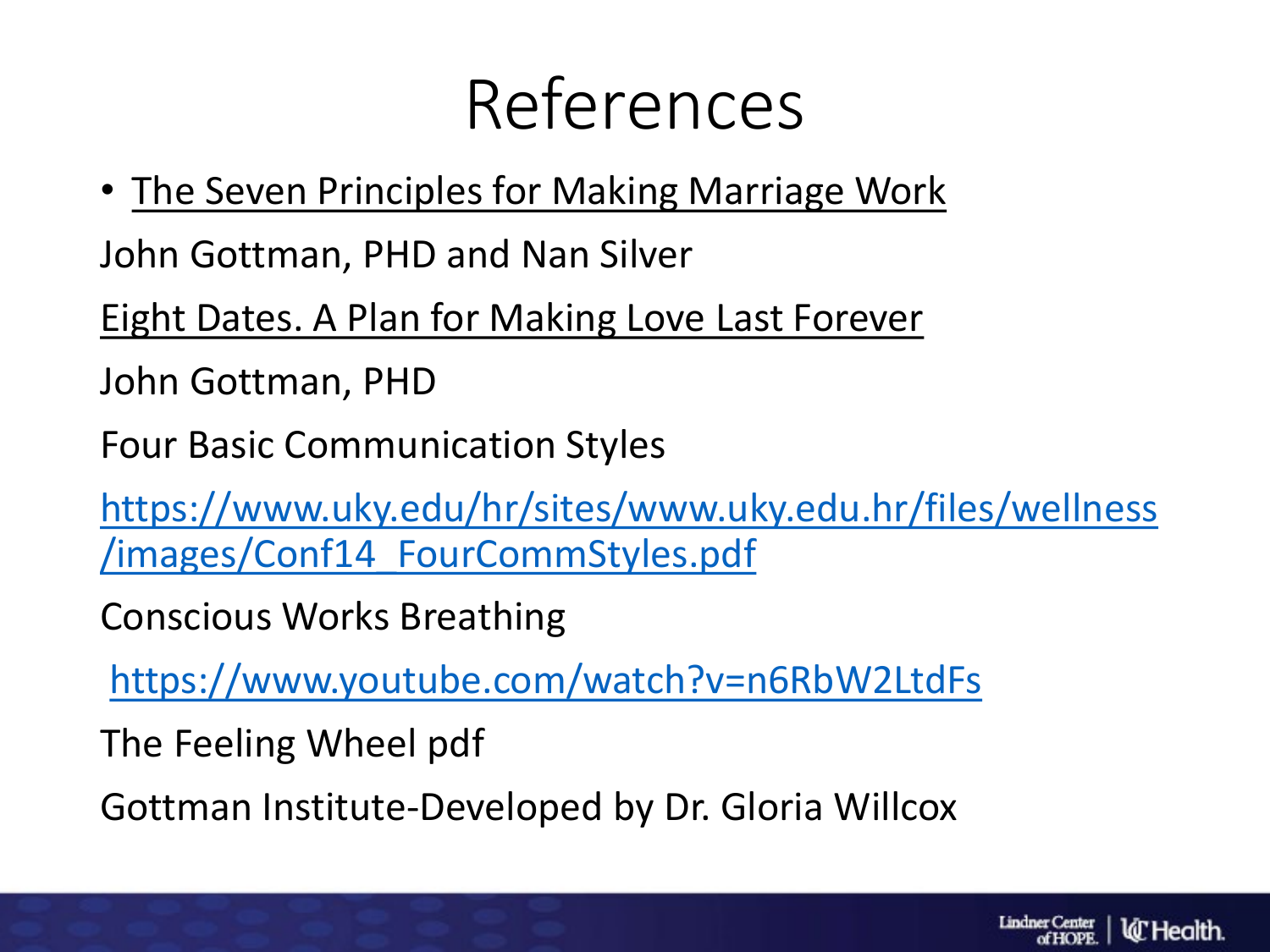# References

- The Seven Principles for Making Marriage Work

John Gottman, PHD and Nan Silver

Eight Dates. A Plan for Making Love Last Forever

John Gottman, PHD

Four Basic Communication Styles

https://www.uky.edu/hr/sites/www.uky.edu.hr/files/wellness/images/Conf14_FourCommStyles.pdf

Conscious Works Breathing

https://www.youtube.com/watch?v=n6RbW2LtdFs

The Feeling Wheel pdf

Gottman Institute-Developed by Dr. Gloria Willcox